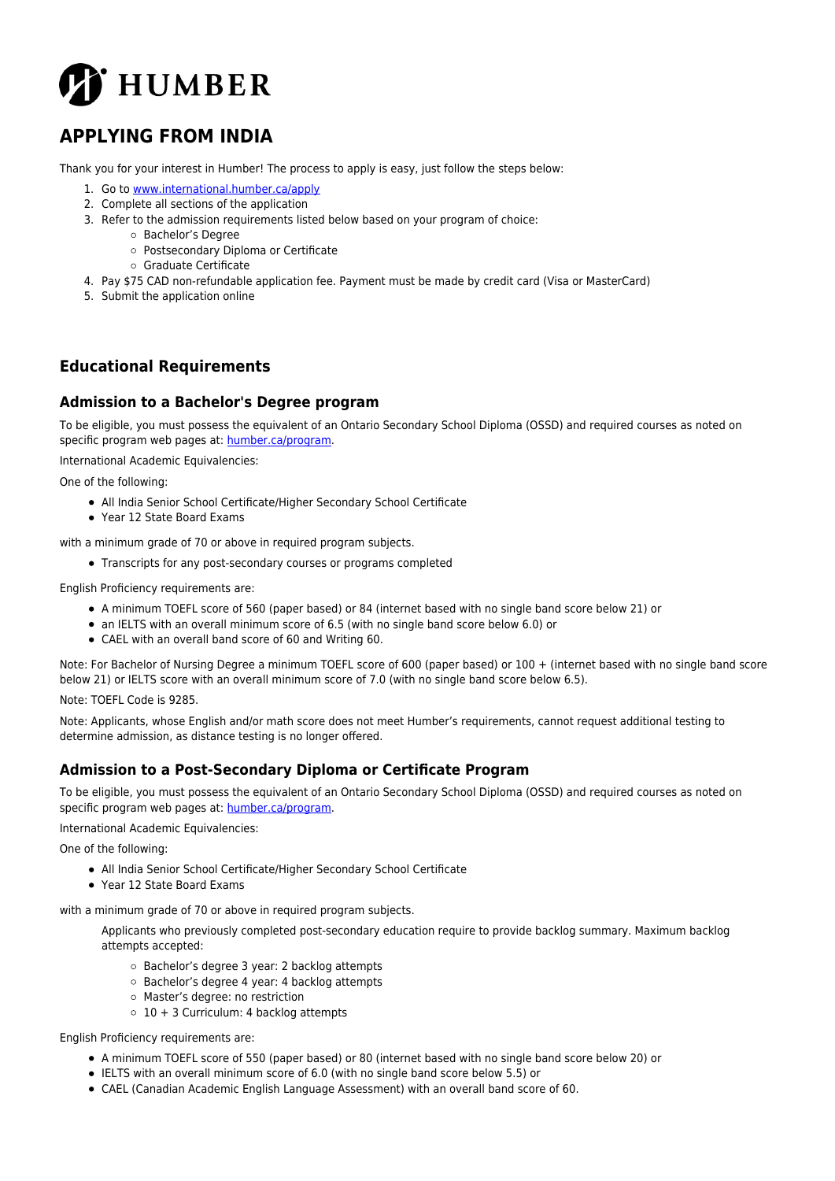HUMBER

# APPLYING FROM INDIA

Thank you for your interest in Humber! The process to apply is easy, just follow the steps below:

1. Go to [www.international.humber.ca/apply](http://www.international.humber.ca/apply)
2. Complete all sections of the application
3. Refer to the admission requirements listed below based on your program of choice:
   - Bachelor's Degree
   - Postsecondary Diploma or Certificate
   - Graduate Certificate
4. Pay $75 CAD non-refundable application fee. Payment must be made by credit card (Visa or MasterCard)
5. Submit the application online

## Educational Requirements

### Admission to a Bachelor's Degree program

To be eligible, you must possess the equivalent of an Ontario Secondary School Diploma (OSSD) and required courses as noted on specific program web pages at: [humber.ca/program](http://humber.ca/program).

International Academic Equivalencies:

One of the following:

- All India Senior School Certificate/Higher Secondary School Certificate
- Year 12 State Board Exams

with a minimum grade of 70 or above in required program subjects.

- Transcripts for any post-secondary courses or programs completed

English Proficiency requirements are:

- A minimum TOEFL score of 560 (paper based) or 84 (internet based with no single band score below 21) or
- an IELTS with an overall minimum score of 6.5 (with no single band score below 6.0) or
- CAEL with an overall band score of 60 and Writing 60.

Note: For Bachelor of Nursing Degree a minimum TOEFL score of 600 (paper based) or 100 + (internet based with no single band score below 21) or IELTS score with an overall minimum score of 7.0 (with no single band score below 6.5).

Note: TOEFL Code is 9285.

Note: Applicants, whose English and/or math score does not meet Humber's requirements, cannot request additional testing to determine admission, as distance testing is no longer offered.

### Admission to a Post-Secondary Diploma or Certificate Program

To be eligible, you must possess the equivalent of an Ontario Secondary School Diploma (OSSD) and required courses as noted on specific program web pages at: [humber.ca/program](http://humber.ca/program).

International Academic Equivalencies:

One of the following:

- All India Senior School Certificate/Higher Secondary School Certificate
- Year 12 State Board Exams

with a minimum grade of 70 or above in required program subjects.

Applicants who previously completed post-secondary education require to provide backlog summary. Maximum backlog attempts accepted:

- Bachelor's degree 3 year: 2 backlog attempts
- Bachelor's degree 4 year: 4 backlog attempts
- Master's degree: no restriction
- 10 + 3 Curriculum: 4 backlog attempts

English Proficiency requirements are:

- A minimum TOEFL score of 550 (paper based) or 80 (internet based with no single band score below 20) or
- IELTS with an overall minimum score of 6.0 (with no single band score below 5.5) or
- CAEL (Canadian Academic English Language Assessment) with an overall band score of 60.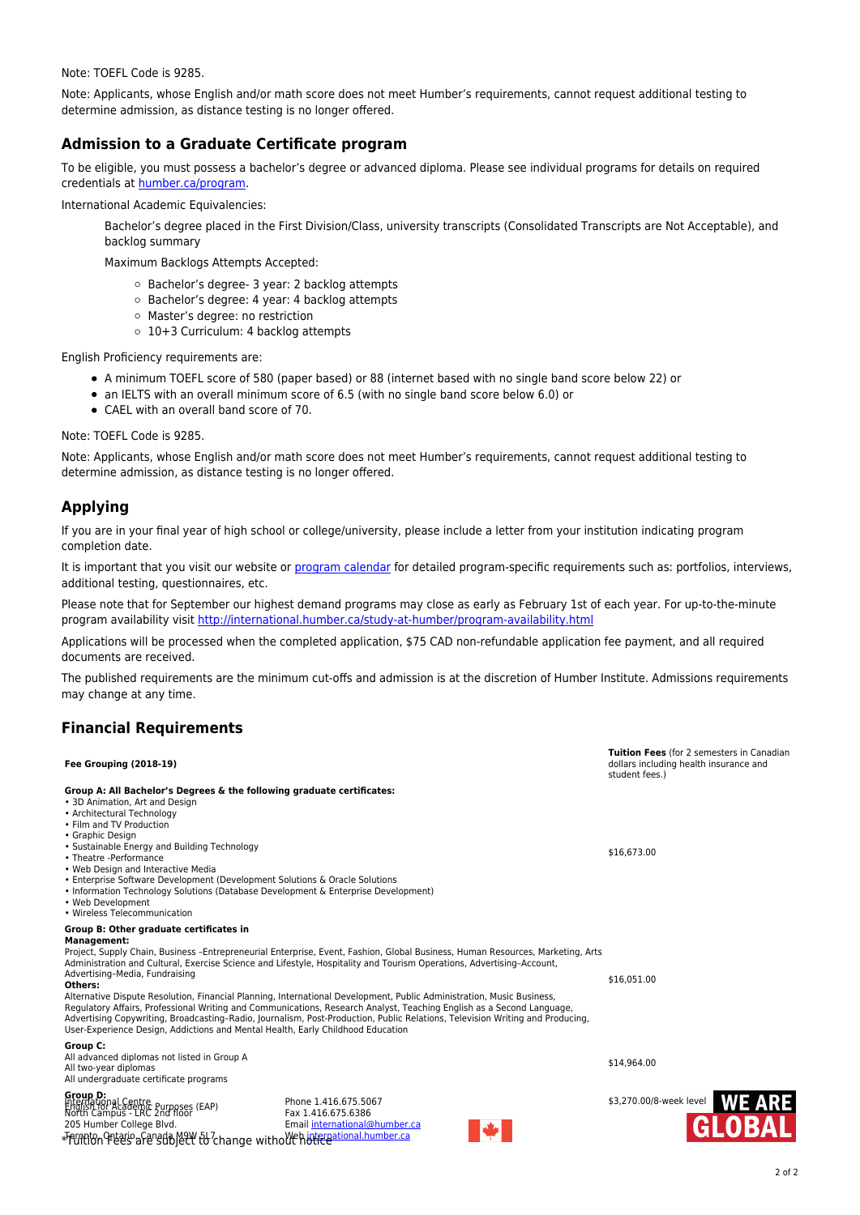Note: TOEFL Code is 9285.

Note: Applicants, whose English and/or math score does not meet Humber's requirements, cannot request additional testing to determine admission, as distance testing is no longer offered.

## Admission to a Graduate Certificate program

To be eligible, you must possess a bachelor's degree or advanced diploma. Please see individual programs for details on required credentials at humber.ca/program.

International Academic Equivalencies:

> Bachelor's degree placed in the First Division/Class, university transcripts (Consolidated Transcripts are Not Acceptable), and backlog summary
>
> Maximum Backlogs Attempts Accepted:
>
> - Bachelor's degree- 3 year: 2 backlog attempts
> - Bachelor's degree: 4 year: 4 backlog attempts
> - Master's degree: no restriction
> - 10+3 Curriculum: 4 backlog attempts

English Proficiency requirements are:

- A minimum TOEFL score of 580 (paper based) or 88 (internet based with no single band score below 22) or
- an IELTS with an overall minimum score of 6.5 (with no single band score below 6.0) or
- CAEL with an overall band score of 70.

Note: TOEFL Code is 9285.

Note: Applicants, whose English and/or math score does not meet Humber's requirements, cannot request additional testing to determine admission, as distance testing is no longer offered.

## Applying

If you are in your final year of high school or college/university, please include a letter from your institution indicating program completion date.

It is important that you visit our website or program calendar for detailed program-specific requirements such as: portfolios, interviews, additional testing, questionnaires, etc.

Please note that for September our highest demand programs may close as early as February 1st of each year. For up-to-the-minute program availability visit http://international.humber.ca/study-at-humber/program-availability.html

Applications will be processed when the completed application, $75 CAD non-refundable application fee payment, and all required documents are received.

The published requirements are the minimum cut-offs and admission is at the discretion of Humber Institute. Admissions requirements may change at any time.

## Financial Requirements

| Fee Grouping (2018-19) | **Tuition Fees** (for 2 semesters in Canadian dollars including health insurance and student fees.) |
|---|---|
| **Group A: All Bachelor's Degrees & the following graduate certificates:**<br>• 3D Animation, Art and Design<br>• Architectural Technology<br>• Film and TV Production<br>• Graphic Design<br>• Sustainable Energy and Building Technology<br>• Theatre -Performance<br>• Web Design and Interactive Media<br>• Enterprise Software Development (Development Solutions & Oracle Solutions<br>• Information Technology Solutions (Database Development & Enterprise Development)<br>• Web Development<br>• Wireless Telecommunication | $16,673.00 |
| **Group B: Other graduate certificates in**<br>**Management:**<br>Project, Supply Chain, Business –Entrepreneurial Enterprise, Event, Fashion, Global Business, Human Resources, Marketing, Arts Administration and Cultural, Exercise Science and Lifestyle, Hospitality and Tourism Operations, Advertising–Account, Advertising–Media, Fundraising<br>**Others:**<br>Alternative Dispute Resolution, Financial Planning, International Development, Public Administration, Music Business, Regulatory Affairs, Professional Writing and Communications, Research Analyst, Teaching English as a Second Language, Advertising Copywriting, Broadcasting–Radio, Journalism, Post-Production, Public Relations, Television Writing and Producing, User-Experience Design, Addictions and Mental Health, Early Childhood Education | $16,051.00 |
| **Group C:**<br>All advanced diplomas not listed in Group A<br>All two-year diplomas<br>All undergraduate certificate programs | $14,964.00 |
| **Group D:**<br>English for Academic Purposes (EAP) | $3,270.00/8-week level |

*Tuition Fees are subject to change without notice

International Centre
North Campus - LRC 2nd floor
205 Humber College Blvd.
Toronto, Ontario, Canada M9W 5L7

Phone 1.416.675.5067
Fax 1.416.675.6386
Email international@humber.ca
Web international.humber.ca

WE ARE GLOBAL